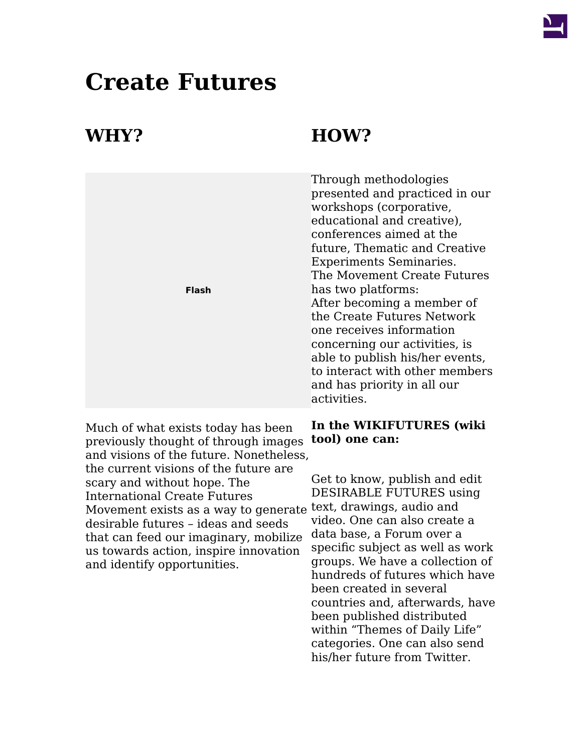# Create Futures

## WHY?

Flash

Much of what exists today has been previously thought of through images and visions of the future. Nonetheless, the current visions of the future are scary and without hope. The International Create Futures Movement exists as a way to generate desirable futures – ideas and seeds that can feed our imaginary, mobilize us towards action, inspire innovation and identify opportunities.

## HOW?

Through methodologies presented and practiced in our workshops (corporative, educational and creative), conferences aimed at the future, Thematic and Creative Experiments Seminaries.
The Movement Create Futures has two platforms:
After becoming a member of the Create Futures Network one receives information concerning our activities, is able to publish his/her events, to interact with other members and has priority in all our activities.

**In the WIKIFUTURES (wiki tool) one can:**

Get to know, publish and edit DESIRABLE FUTURES using text, drawings, audio and video. One can also create a data base, a Forum over a specific subject as well as work groups. We have a collection of hundreds of futures which have been created in several countries and, afterwards, have been published distributed within “Themes of Daily Life” categories. One can also send his/her future from Twitter.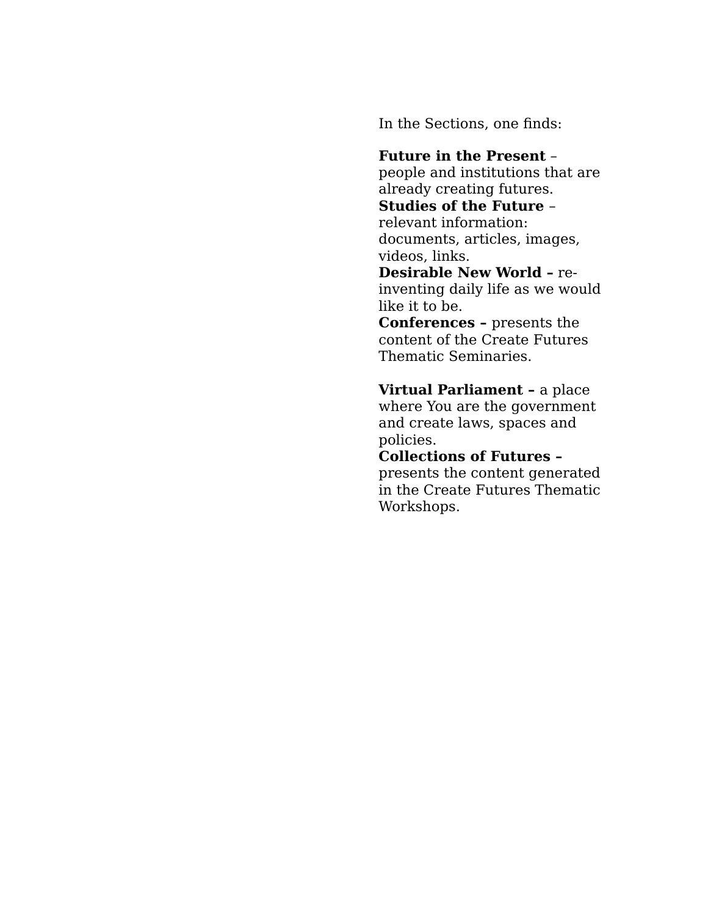In the Sections, one finds:

**Future in the Present** – people and institutions that are already creating futures.
**Studies of the Future** – relevant information: documents, articles, images, videos, links.
**Desirable New World –** re-inventing daily life as we would like it to be.
**Conferences –** presents the content of the Create Futures Thematic Seminaries.

**Virtual Parliament –** a place where You are the government and create laws, spaces and policies.
**Collections of Futures –** presents the content generated in the Create Futures Thematic Workshops.